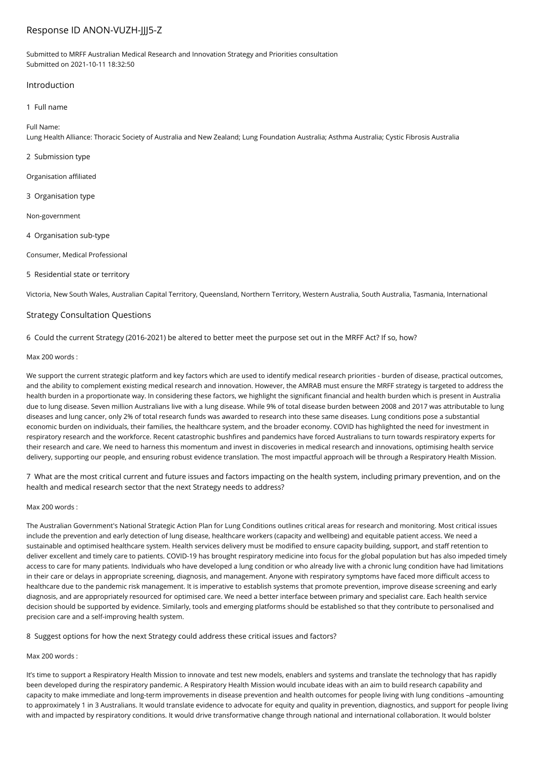# Response ID ANON-VUZH-JJJ5-Z

Submitted to MRFF Australian Medical Research and Innovation Strategy and Priorities consultation
Submitted on 2021-10-11 18:32:50

## Introduction

1 Full name

Full Name:
Lung Health Alliance: Thoracic Society of Australia and New Zealand; Lung Foundation Australia; Asthma Australia; Cystic Fibrosis Australia

2 Submission type

Organisation affiliated

3 Organisation type

Non-government

4 Organisation sub-type

Consumer, Medical Professional

5 Residential state or territory

Victoria, New South Wales, Australian Capital Territory, Queensland, Northern Territory, Western Australia, South Australia, Tasmania, International

## Strategy Consultation Questions

6 Could the current Strategy (2016-2021) be altered to better meet the purpose set out in the MRFF Act? If so, how?

Max 200 words :

We support the current strategic platform and key factors which are used to identify medical research priorities - burden of disease, practical outcomes, and the ability to complement existing medical research and innovation. However, the AMRAB must ensure the MRFF strategy is targeted to address the health burden in a proportionate way. In considering these factors, we highlight the significant financial and health burden which is present in Australia due to lung disease. Seven million Australians live with a lung disease. While 9% of total disease burden between 2008 and 2017 was attributable to lung diseases and lung cancer, only 2% of total research funds was awarded to research into these same diseases. Lung conditions pose a substantial economic burden on individuals, their families, the healthcare system, and the broader economy. COVID has highlighted the need for investment in respiratory research and the workforce. Recent catastrophic bushfires and pandemics have forced Australians to turn towards respiratory experts for their research and care. We need to harness this momentum and invest in discoveries in medical research and innovations, optimising health service delivery, supporting our people, and ensuring robust evidence translation. The most impactful approach will be through a Respiratory Health Mission.

7 What are the most critical current and future issues and factors impacting on the health system, including primary prevention, and on the health and medical research sector that the next Strategy needs to address?

Max 200 words :

The Australian Government's National Strategic Action Plan for Lung Conditions outlines critical areas for research and monitoring. Most critical issues include the prevention and early detection of lung disease, healthcare workers (capacity and wellbeing) and equitable patient access. We need a sustainable and optimised healthcare system. Health services delivery must be modified to ensure capacity building, support, and staff retention to deliver excellent and timely care to patients. COVID-19 has brought respiratory medicine into focus for the global population but has also impeded timely access to care for many patients. Individuals who have developed a lung condition or who already live with a chronic lung condition have had limitations in their care or delays in appropriate screening, diagnosis, and management. Anyone with respiratory symptoms have faced more difficult access to healthcare due to the pandemic risk management. It is imperative to establish systems that promote prevention, improve disease screening and early diagnosis, and are appropriately resourced for optimised care. We need a better interface between primary and specialist care. Each health service decision should be supported by evidence. Similarly, tools and emerging platforms should be established so that they contribute to personalised and precision care and a self-improving health system.

8 Suggest options for how the next Strategy could address these critical issues and factors?

Max 200 words :

It's time to support a Respiratory Health Mission to innovate and test new models, enablers and systems and translate the technology that has rapidly been developed during the respiratory pandemic. A Respiratory Health Mission would incubate ideas with an aim to build research capability and capacity to make immediate and long-term improvements in disease prevention and health outcomes for people living with lung conditions –amounting to approximately 1 in 3 Australians. It would translate evidence to advocate for equity and quality in prevention, diagnostics, and support for people living with and impacted by respiratory conditions. It would drive transformative change through national and international collaboration. It would bolster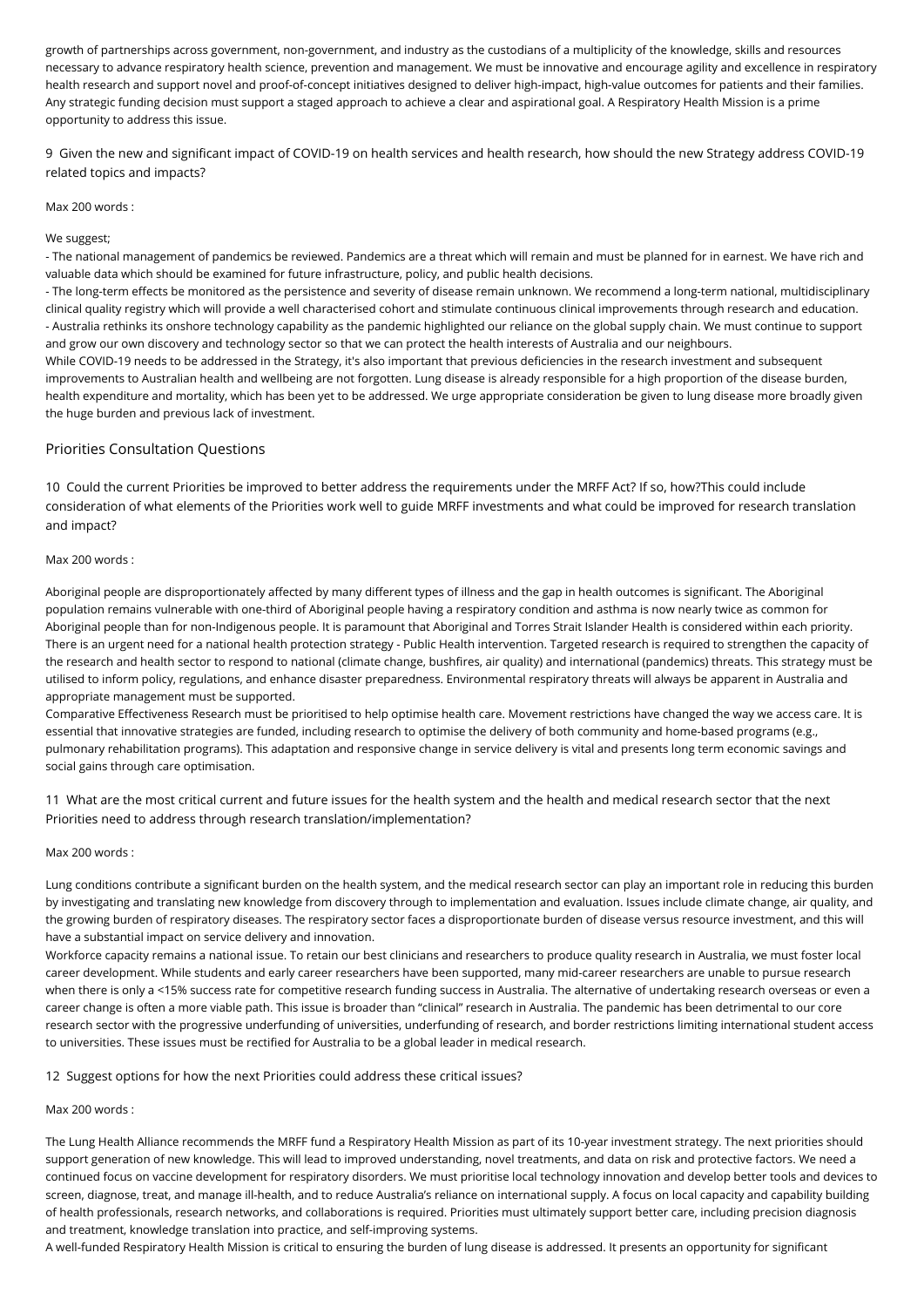growth of partnerships across government, non-government, and industry as the custodians of a multiplicity of the knowledge, skills and resources necessary to advance respiratory health science, prevention and management. We must be innovative and encourage agility and excellence in respiratory health research and support novel and proof-of-concept initiatives designed to deliver high-impact, high-value outcomes for patients and their families. Any strategic funding decision must support a staged approach to achieve a clear and aspirational goal. A Respiratory Health Mission is a prime opportunity to address this issue.

9 Given the new and significant impact of COVID-19 on health services and health research, how should the new Strategy address COVID-19 related topics and impacts?

Max 200 words :

We suggest;

- The national management of pandemics be reviewed. Pandemics are a threat which will remain and must be planned for in earnest. We have rich and valuable data which should be examined for future infrastructure, policy, and public health decisions.
- The long-term effects be monitored as the persistence and severity of disease remain unknown. We recommend a long-term national, multidisciplinary clinical quality registry which will provide a well characterised cohort and stimulate continuous clinical improvements through research and education.
- Australia rethinks its onshore technology capability as the pandemic highlighted our reliance on the global supply chain. We must continue to support and grow our own discovery and technology sector so that we can protect the health interests of Australia and our neighbours.

While COVID-19 needs to be addressed in the Strategy, it's also important that previous deficiencies in the research investment and subsequent improvements to Australian health and wellbeing are not forgotten. Lung disease is already responsible for a high proportion of the disease burden, health expenditure and mortality, which has been yet to be addressed. We urge appropriate consideration be given to lung disease more broadly given the huge burden and previous lack of investment.

## Priorities Consultation Questions

10 Could the current Priorities be improved to better address the requirements under the MRFF Act? If so, how?This could include consideration of what elements of the Priorities work well to guide MRFF investments and what could be improved for research translation and impact?

Max 200 words :

Aboriginal people are disproportionately affected by many different types of illness and the gap in health outcomes is significant. The Aboriginal population remains vulnerable with one-third of Aboriginal people having a respiratory condition and asthma is now nearly twice as common for Aboriginal people than for non-Indigenous people. It is paramount that Aboriginal and Torres Strait Islander Health is considered within each priority. There is an urgent need for a national health protection strategy - Public Health intervention. Targeted research is required to strengthen the capacity of the research and health sector to respond to national (climate change, bushfires, air quality) and international (pandemics) threats. This strategy must be utilised to inform policy, regulations, and enhance disaster preparedness. Environmental respiratory threats will always be apparent in Australia and appropriate management must be supported.

Comparative Effectiveness Research must be prioritised to help optimise health care. Movement restrictions have changed the way we access care. It is essential that innovative strategies are funded, including research to optimise the delivery of both community and home-based programs (e.g., pulmonary rehabilitation programs). This adaptation and responsive change in service delivery is vital and presents long term economic savings and social gains through care optimisation.

11 What are the most critical current and future issues for the health system and the health and medical research sector that the next Priorities need to address through research translation/implementation?

Max 200 words :

Lung conditions contribute a significant burden on the health system, and the medical research sector can play an important role in reducing this burden by investigating and translating new knowledge from discovery through to implementation and evaluation. Issues include climate change, air quality, and the growing burden of respiratory diseases. The respiratory sector faces a disproportionate burden of disease versus resource investment, and this will have a substantial impact on service delivery and innovation.

Workforce capacity remains a national issue. To retain our best clinicians and researchers to produce quality research in Australia, we must foster local career development. While students and early career researchers have been supported, many mid-career researchers are unable to pursue research when there is only a <15% success rate for competitive research funding success in Australia. The alternative of undertaking research overseas or even a career change is often a more viable path. This issue is broader than "clinical" research in Australia. The pandemic has been detrimental to our core research sector with the progressive underfunding of universities, underfunding of research, and border restrictions limiting international student access to universities. These issues must be rectified for Australia to be a global leader in medical research.

12 Suggest options for how the next Priorities could address these critical issues?

Max 200 words :

The Lung Health Alliance recommends the MRFF fund a Respiratory Health Mission as part of its 10-year investment strategy. The next priorities should support generation of new knowledge. This will lead to improved understanding, novel treatments, and data on risk and protective factors. We need a continued focus on vaccine development for respiratory disorders. We must prioritise local technology innovation and develop better tools and devices to screen, diagnose, treat, and manage ill-health, and to reduce Australia's reliance on international supply. A focus on local capacity and capability building of health professionals, research networks, and collaborations is required. Priorities must ultimately support better care, including precision diagnosis and treatment, knowledge translation into practice, and self-improving systems.

A well-funded Respiratory Health Mission is critical to ensuring the burden of lung disease is addressed. It presents an opportunity for significant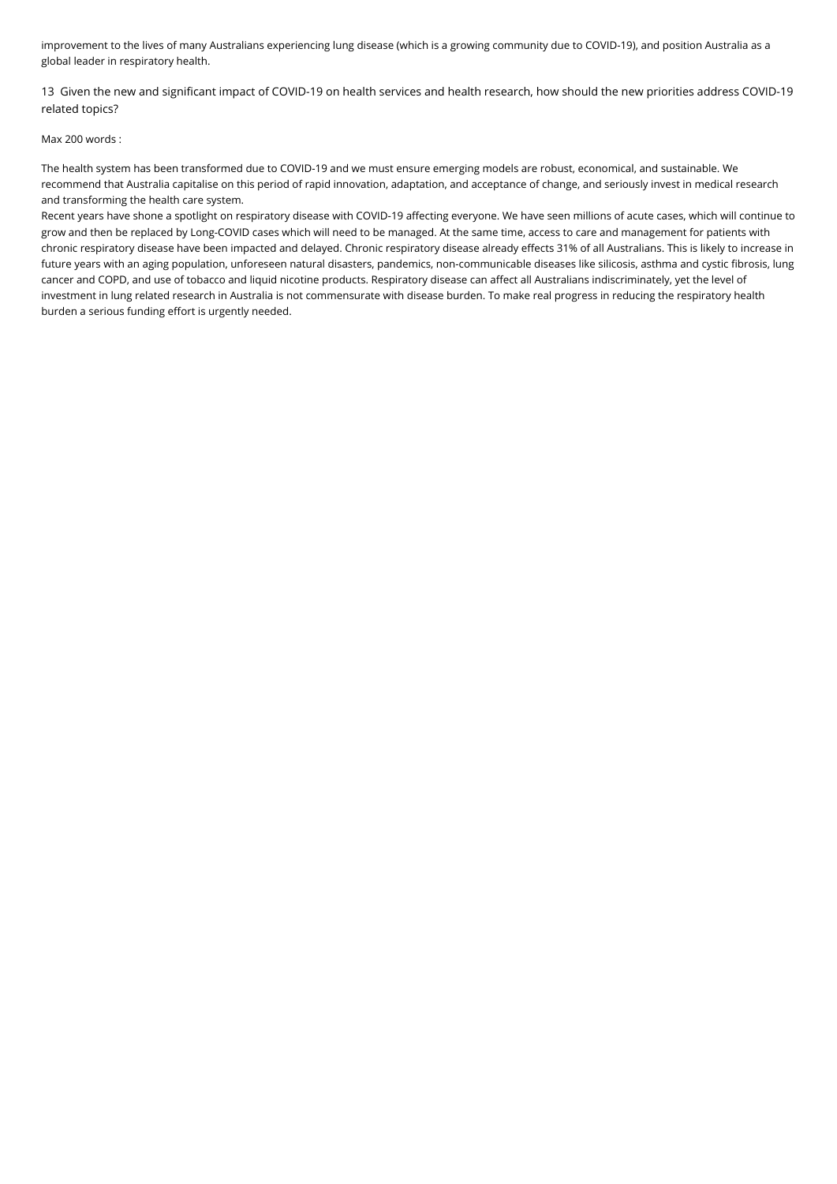improvement to the lives of many Australians experiencing lung disease (which is a growing community due to COVID-19), and position Australia as a global leader in respiratory health.

13 Given the new and significant impact of COVID-19 on health services and health research, how should the new priorities address COVID-19 related topics?

Max 200 words :

The health system has been transformed due to COVID-19 and we must ensure emerging models are robust, economical, and sustainable. We recommend that Australia capitalise on this period of rapid innovation, adaptation, and acceptance of change, and seriously invest in medical research and transforming the health care system.

Recent years have shone a spotlight on respiratory disease with COVID-19 affecting everyone. We have seen millions of acute cases, which will continue to grow and then be replaced by Long-COVID cases which will need to be managed. At the same time, access to care and management for patients with chronic respiratory disease have been impacted and delayed. Chronic respiratory disease already effects 31% of all Australians. This is likely to increase in future years with an aging population, unforeseen natural disasters, pandemics, non-communicable diseases like silicosis, asthma and cystic fibrosis, lung cancer and COPD, and use of tobacco and liquid nicotine products. Respiratory disease can affect all Australians indiscriminately, yet the level of investment in lung related research in Australia is not commensurate with disease burden. To make real progress in reducing the respiratory health burden a serious funding effort is urgently needed.